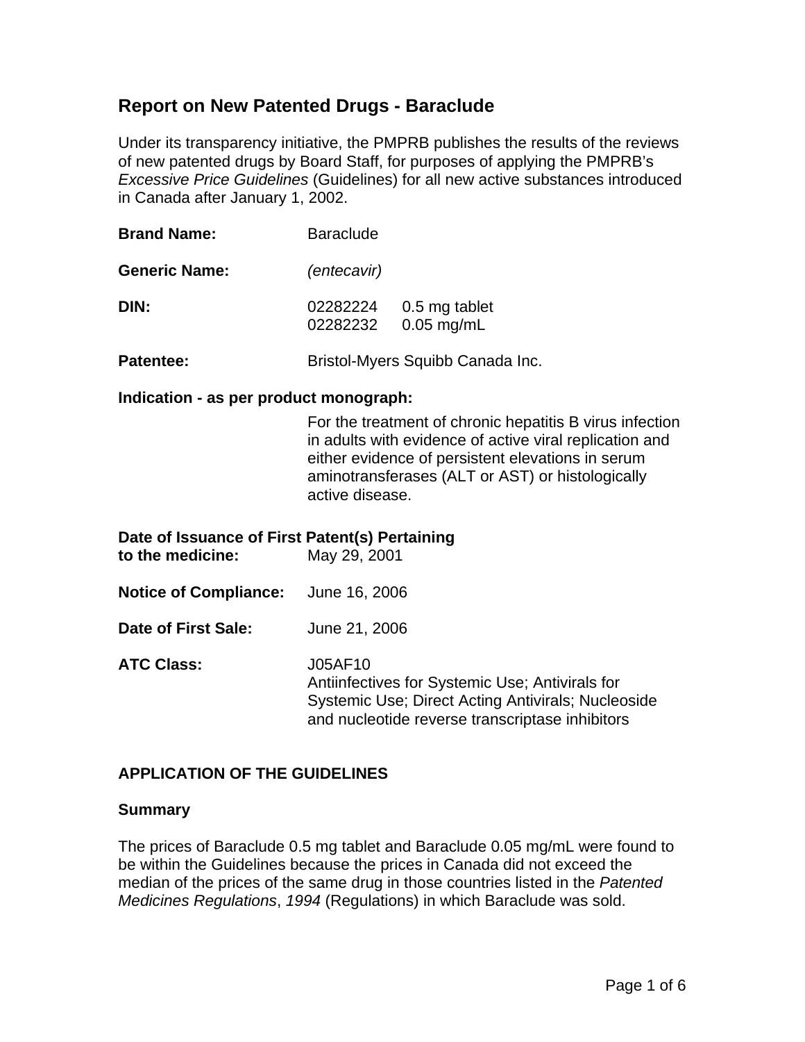# Report on New Patented Drugs - Baraclude

Under its transparency initiative, the PMPRB publishes the results of the reviews of new patented drugs by Board Staff, for purposes of applying the PMPRB's *Excessive Price Guidelines* (Guidelines) for all new active substances introduced in Canada after January 1, 2002.

**Brand Name:** Baraclude

**Generic Name:** *(entecavir)*

**DIN:** 02282224 0.5 mg tablet
02282232 0.05 mg/mL

**Patentee:** Bristol-Myers Squibb Canada Inc.

**Indication - as per product monograph:**

For the treatment of chronic hepatitis B virus infection in adults with evidence of active viral replication and either evidence of persistent elevations in serum aminotransferases (ALT or AST) or histologically active disease.

**Date of Issuance of First Patent(s) Pertaining to the medicine:** May 29, 2001

**Notice of Compliance:** June 16, 2006

**Date of First Sale:** June 21, 2006

**ATC Class:** J05AF10
Antiinfectives for Systemic Use; Antivirals for Systemic Use; Direct Acting Antivirals; Nucleoside and nucleotide reverse transcriptase inhibitors

## APPLICATION OF THE GUIDELINES

### Summary

The prices of Baraclude 0.5 mg tablet and Baraclude 0.05 mg/mL were found to be within the Guidelines because the prices in Canada did not exceed the median of the prices of the same drug in those countries listed in the *Patented Medicines Regulations*, *1994* (Regulations) in which Baraclude was sold.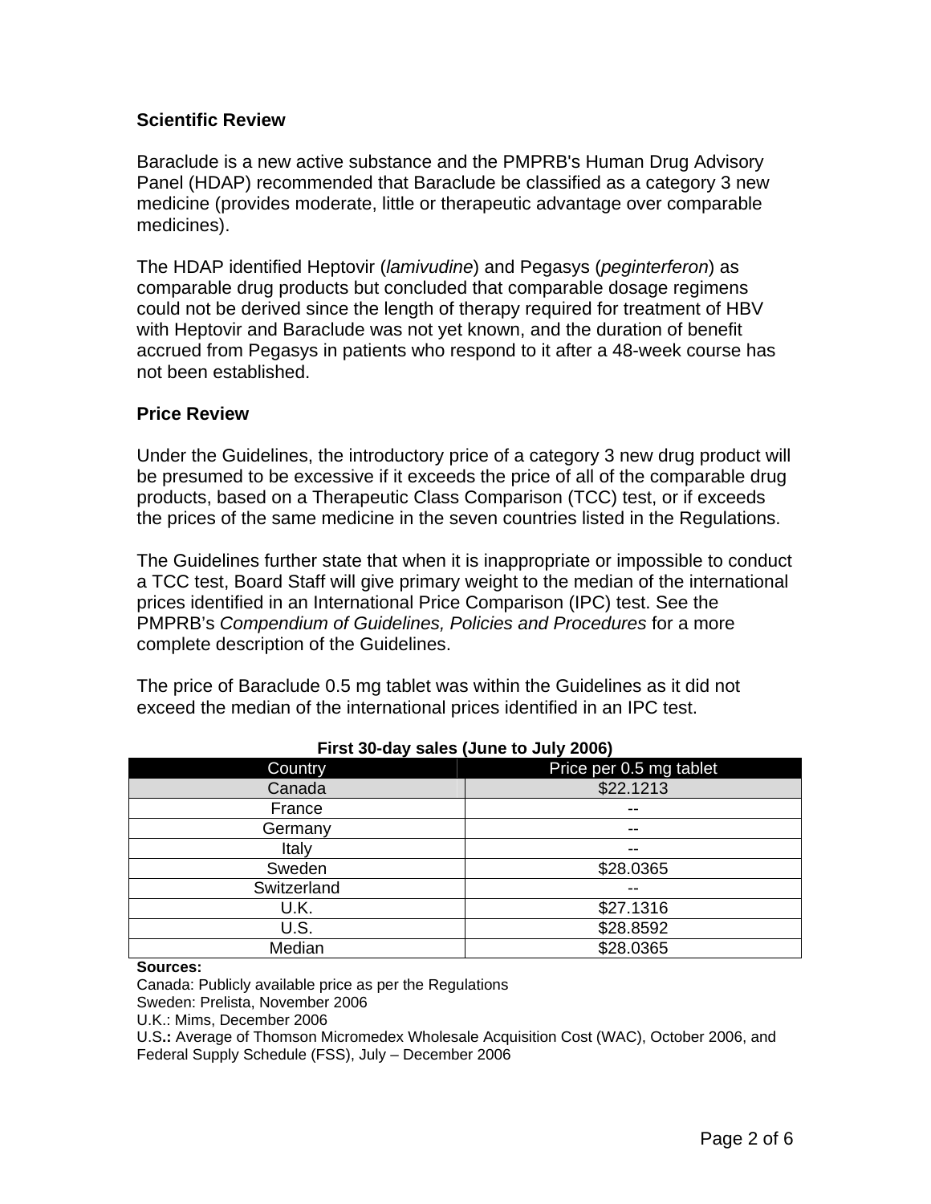## Scientific Review

Baraclude is a new active substance and the PMPRB's Human Drug Advisory Panel (HDAP) recommended that Baraclude be classified as a category 3 new medicine (provides moderate, little or therapeutic advantage over comparable medicines).

The HDAP identified Heptovir (*lamivudine*) and Pegasys (*peginterferon*) as comparable drug products but concluded that comparable dosage regimens could not be derived since the length of therapy required for treatment of HBV with Heptovir and Baraclude was not yet known, and the duration of benefit accrued from Pegasys in patients who respond to it after a 48-week course has not been established.

## Price Review

Under the Guidelines, the introductory price of a category 3 new drug product will be presumed to be excessive if it exceeds the price of all of the comparable drug products, based on a Therapeutic Class Comparison (TCC) test, or if exceeds the prices of the same medicine in the seven countries listed in the Regulations.

The Guidelines further state that when it is inappropriate or impossible to conduct a TCC test, Board Staff will give primary weight to the median of the international prices identified in an International Price Comparison (IPC) test. See the PMPRB's *Compendium of Guidelines, Policies and Procedures* for a more complete description of the Guidelines.

The price of Baraclude 0.5 mg tablet was within the Guidelines as it did not exceed the median of the international prices identified in an IPC test.

**First 30-day sales (June to July 2006)**

| Country | Price per 0.5 mg tablet |
|---|---|
| Canada | $22.1213 |
| France | -- |
| Germany | -- |
| Italy | -- |
| Sweden | $28.0365 |
| Switzerland | -- |
| U.K. | $27.1316 |
| U.S. | $28.8592 |
| Median | $28.0365 |

**Sources:**
Canada: Publicly available price as per the Regulations
Sweden: Prelista, November 2006
U.K.: Mims, December 2006
U.S.**:** Average of Thomson Micromedex Wholesale Acquisition Cost (WAC), October 2006, and Federal Supply Schedule (FSS), July – December 2006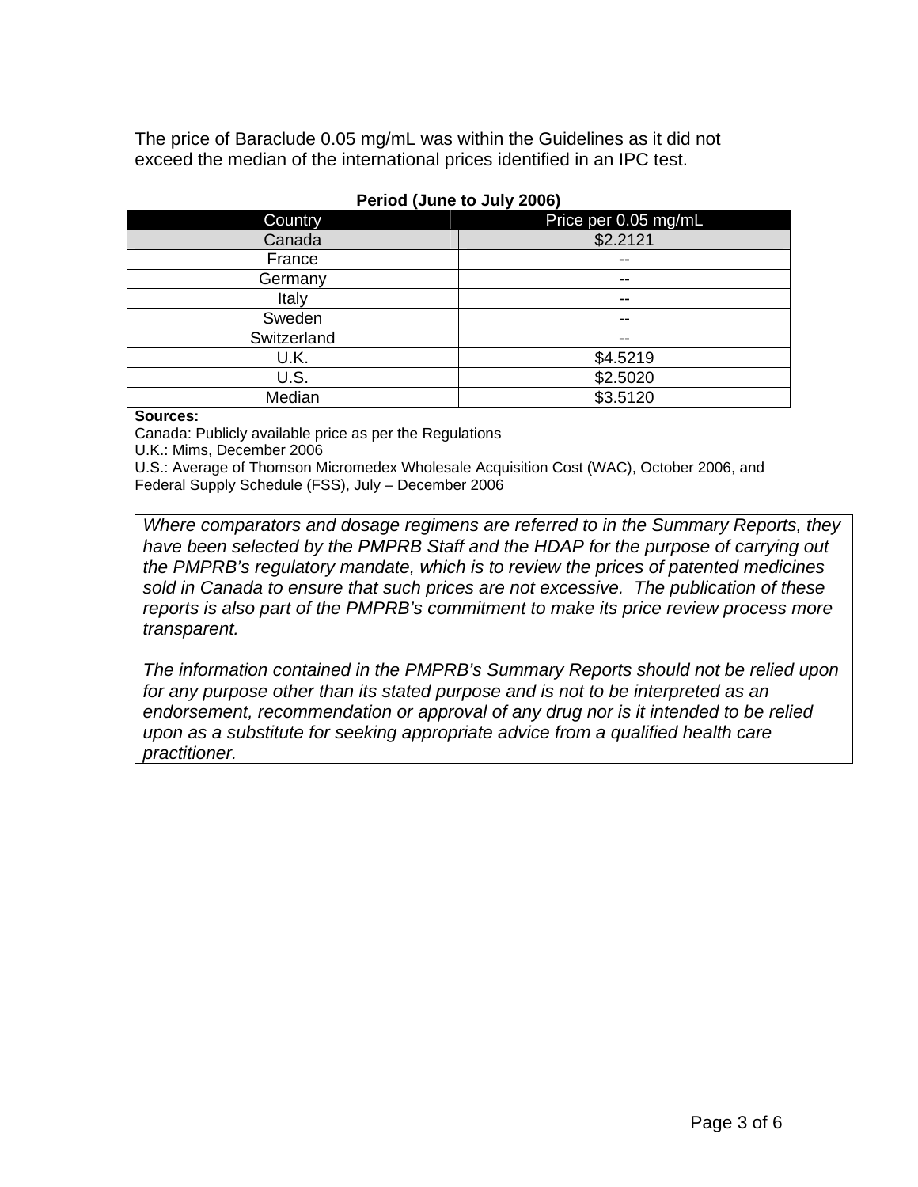The price of Baraclude 0.05 mg/mL was within the Guidelines as it did not exceed the median of the international prices identified in an IPC test.

**Period (June to July 2006)**

| Country | Price per 0.05 mg/mL |
|---|---|
| Canada | $2.2121 |
| France | -- |
| Germany | -- |
| Italy | -- |
| Sweden | -- |
| Switzerland | -- |
| U.K. | $4.5219 |
| U.S. | $2.5020 |
| Median | $3.5120 |

**Sources:**
Canada: Publicly available price as per the Regulations
U.K.: Mims, December 2006
U.S.: Average of Thomson Micromedex Wholesale Acquisition Cost (WAC), October 2006, and Federal Supply Schedule (FSS), July – December 2006

*Where comparators and dosage regimens are referred to in the Summary Reports, they have been selected by the PMPRB Staff and the HDAP for the purpose of carrying out the PMPRB's regulatory mandate, which is to review the prices of patented medicines sold in Canada to ensure that such prices are not excessive. The publication of these reports is also part of the PMPRB's commitment to make its price review process more transparent.*

*The information contained in the PMPRB's Summary Reports should not be relied upon for any purpose other than its stated purpose and is not to be interpreted as an endorsement, recommendation or approval of any drug nor is it intended to be relied upon as a substitute for seeking appropriate advice from a qualified health care practitioner.*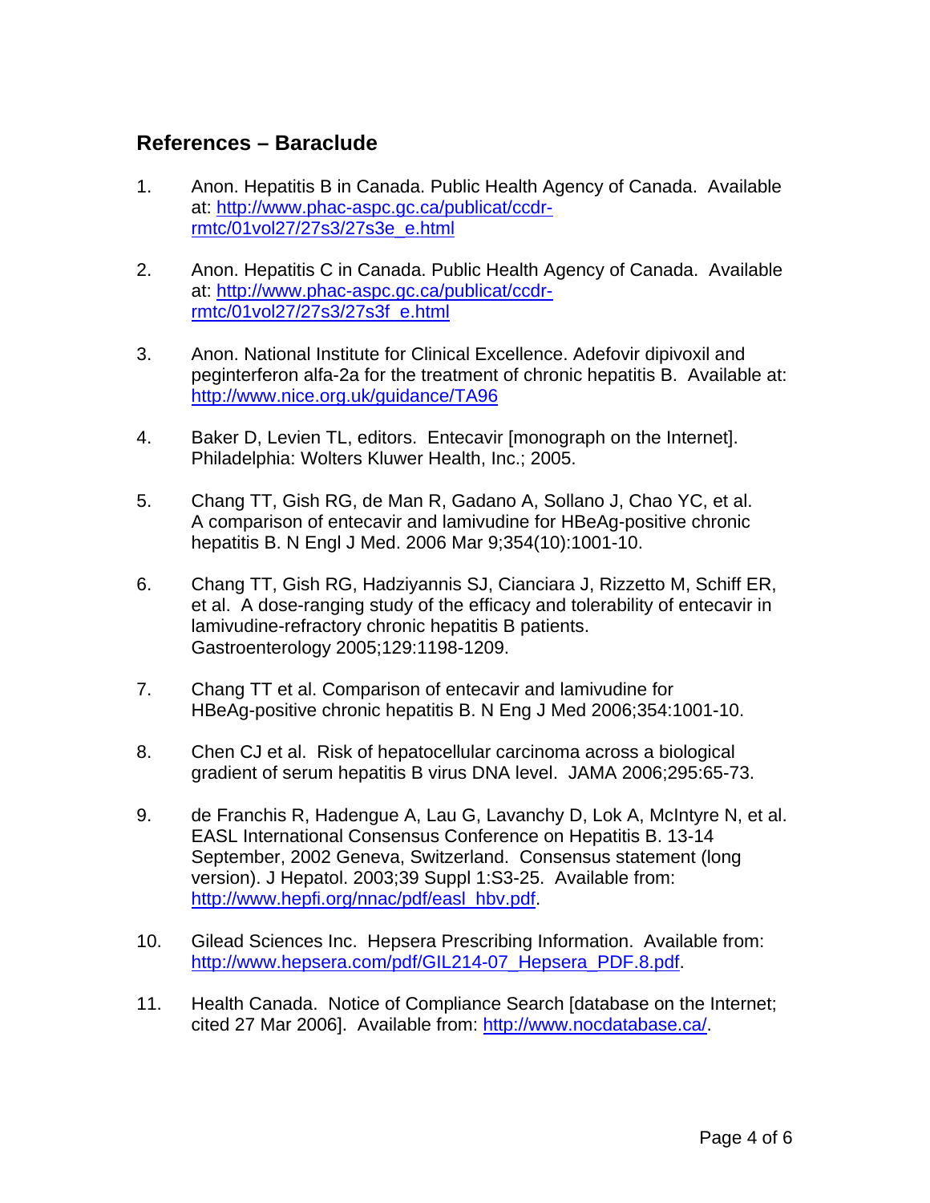## References – Baraclude

1. Anon. Hepatitis B in Canada. Public Health Agency of Canada. Available at: http://www.phac-aspc.gc.ca/publicat/ccdr-rmtc/01vol27/27s3/27s3e_e.html

2. Anon. Hepatitis C in Canada. Public Health Agency of Canada. Available at: http://www.phac-aspc.gc.ca/publicat/ccdr-rmtc/01vol27/27s3/27s3f_e.html

3. Anon. National Institute for Clinical Excellence. Adefovir dipivoxil and peginterferon alfa-2a for the treatment of chronic hepatitis B. Available at: http://www.nice.org.uk/guidance/TA96

4. Baker D, Levien TL, editors. Entecavir [monograph on the Internet]. Philadelphia: Wolters Kluwer Health, Inc.; 2005.

5. Chang TT, Gish RG, de Man R, Gadano A, Sollano J, Chao YC, et al. A comparison of entecavir and lamivudine for HBeAg-positive chronic hepatitis B. N Engl J Med. 2006 Mar 9;354(10):1001-10.

6. Chang TT, Gish RG, Hadziyannis SJ, Cianciara J, Rizzetto M, Schiff ER, et al. A dose-ranging study of the efficacy and tolerability of entecavir in lamivudine-refractory chronic hepatitis B patients. Gastroenterology 2005;129:1198-1209.

7. Chang TT et al. Comparison of entecavir and lamivudine for HBeAg-positive chronic hepatitis B. N Eng J Med 2006;354:1001-10.

8. Chen CJ et al. Risk of hepatocellular carcinoma across a biological gradient of serum hepatitis B virus DNA level. JAMA 2006;295:65-73.

9. de Franchis R, Hadengue A, Lau G, Lavanchy D, Lok A, McIntyre N, et al. EASL International Consensus Conference on Hepatitis B. 13-14 September, 2002 Geneva, Switzerland. Consensus statement (long version). J Hepatol. 2003;39 Suppl 1:S3-25. Available from: http://www.hepfi.org/nnac/pdf/easl_hbv.pdf.

10. Gilead Sciences Inc. Hepsera Prescribing Information. Available from: http://www.hepsera.com/pdf/GIL214-07_Hepsera_PDF.8.pdf.

11. Health Canada. Notice of Compliance Search [database on the Internet; cited 27 Mar 2006]. Available from: http://www.nocdatabase.ca/.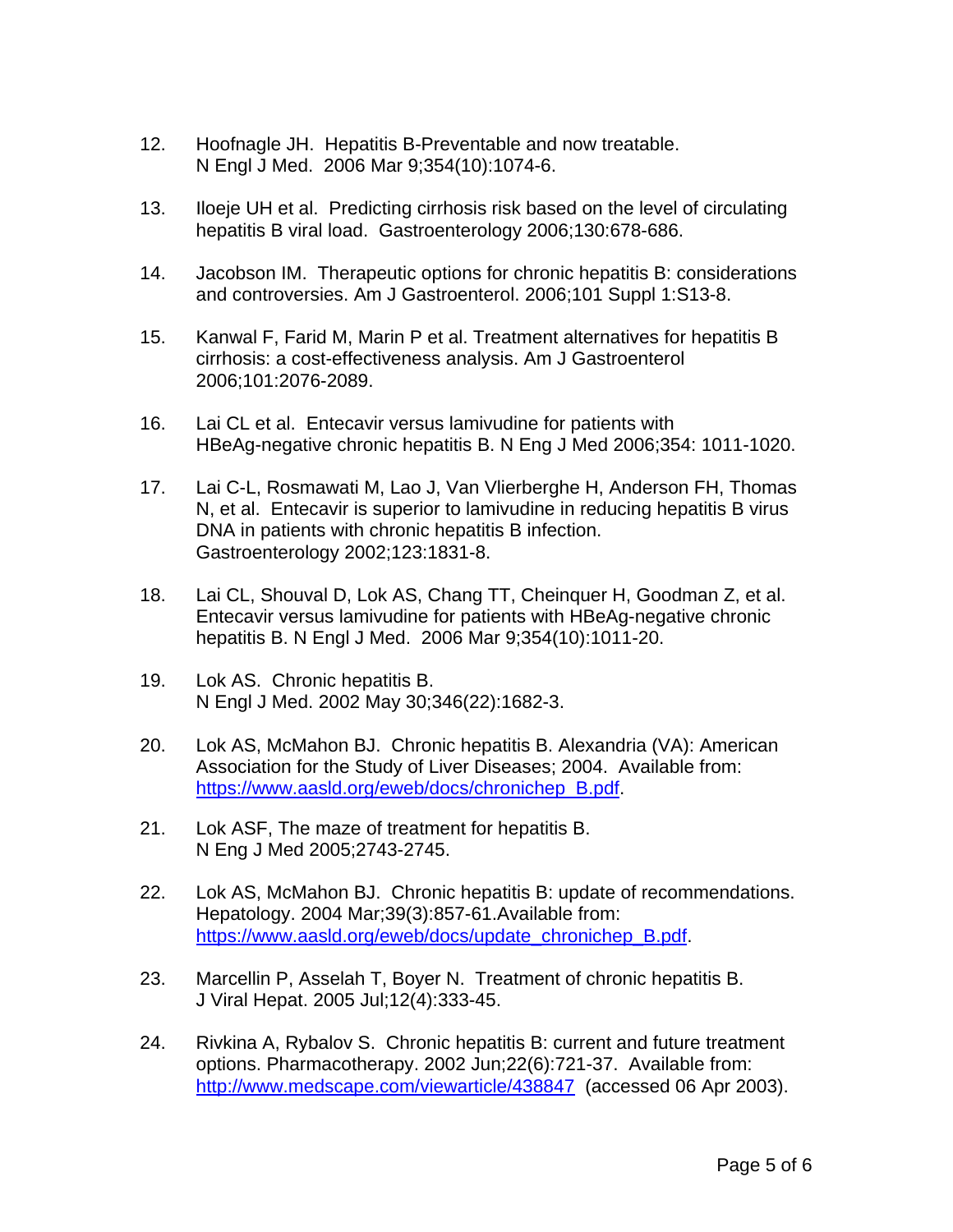12. Hoofnagle JH. Hepatitis B-Preventable and now treatable. N Engl J Med. 2006 Mar 9;354(10):1074-6.

13. Iloeje UH et al. Predicting cirrhosis risk based on the level of circulating hepatitis B viral load. Gastroenterology 2006;130:678-686.

14. Jacobson IM. Therapeutic options for chronic hepatitis B: considerations and controversies. Am J Gastroenterol. 2006;101 Suppl 1:S13-8.

15. Kanwal F, Farid M, Marin P et al. Treatment alternatives for hepatitis B cirrhosis: a cost-effectiveness analysis. Am J Gastroenterol 2006;101:2076-2089.

16. Lai CL et al. Entecavir versus lamivudine for patients with HBeAg-negative chronic hepatitis B. N Eng J Med 2006;354: 1011-1020.

17. Lai C-L, Rosmawati M, Lao J, Van Vlierberghe H, Anderson FH, Thomas N, et al. Entecavir is superior to lamivudine in reducing hepatitis B virus DNA in patients with chronic hepatitis B infection. Gastroenterology 2002;123:1831-8.

18. Lai CL, Shouval D, Lok AS, Chang TT, Cheinquer H, Goodman Z, et al. Entecavir versus lamivudine for patients with HBeAg-negative chronic hepatitis B. N Engl J Med. 2006 Mar 9;354(10):1011-20.

19. Lok AS. Chronic hepatitis B. N Engl J Med. 2002 May 30;346(22):1682-3.

20. Lok AS, McMahon BJ. Chronic hepatitis B. Alexandria (VA): American Association for the Study of Liver Diseases; 2004. Available from: [https://www.aasld.org/eweb/docs/chronichep_B.pdf](https://www.aasld.org/eweb/docs/chronichep_B.pdf).

21. Lok ASF, The maze of treatment for hepatitis B. N Eng J Med 2005;2743-2745.

22. Lok AS, McMahon BJ. Chronic hepatitis B: update of recommendations. Hepatology. 2004 Mar;39(3):857-61.Available from: [https://www.aasld.org/eweb/docs/update_chronichep_B.pdf](https://www.aasld.org/eweb/docs/update_chronichep_B.pdf).

23. Marcellin P, Asselah T, Boyer N. Treatment of chronic hepatitis B. J Viral Hepat. 2005 Jul;12(4):333-45.

24. Rivkina A, Rybalov S. Chronic hepatitis B: current and future treatment options. Pharmacotherapy. 2002 Jun;22(6):721-37. Available from: [http://www.medscape.com/viewarticle/438847](http://www.medscape.com/viewarticle/438847) (accessed 06 Apr 2003).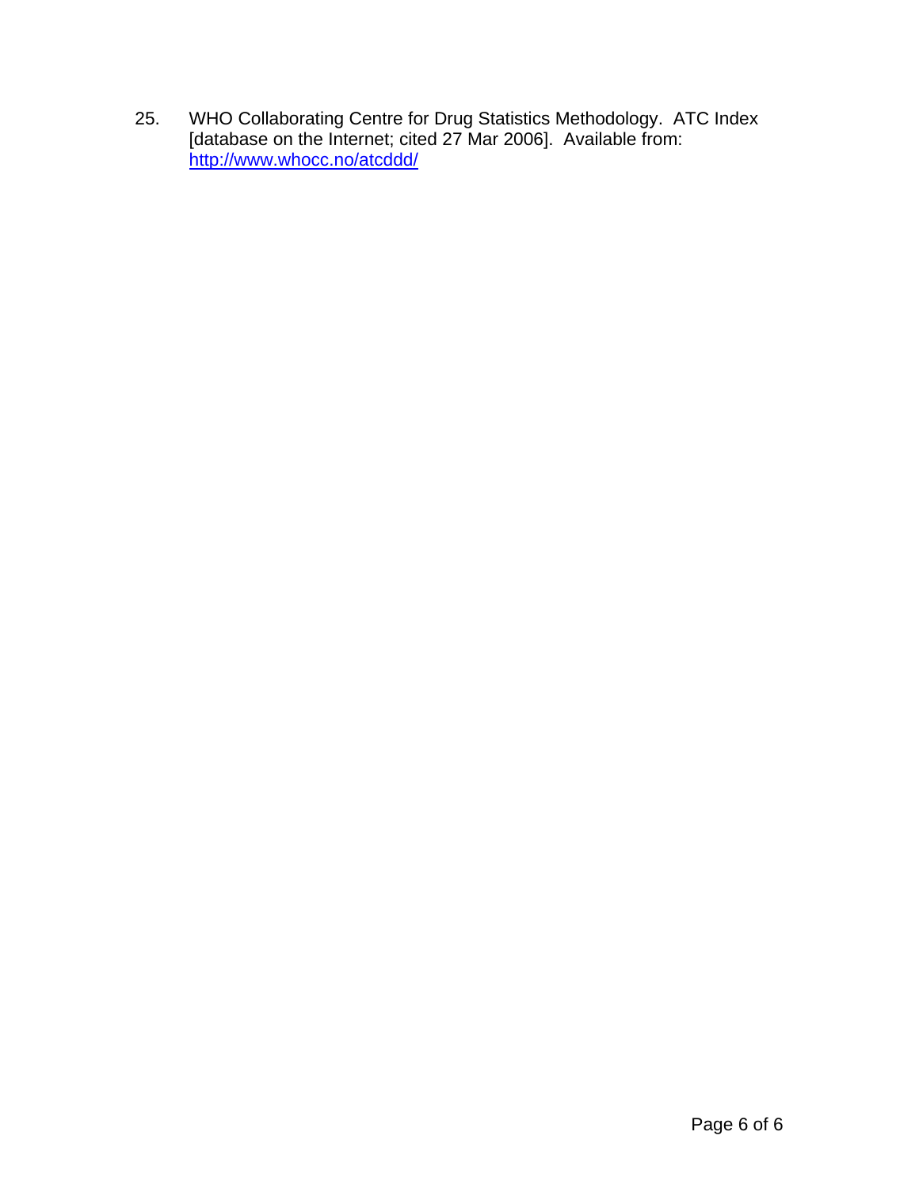25. WHO Collaborating Centre for Drug Statistics Methodology. ATC Index [database on the Internet; cited 27 Mar 2006]. Available from: http://www.whocc.no/atcddd/